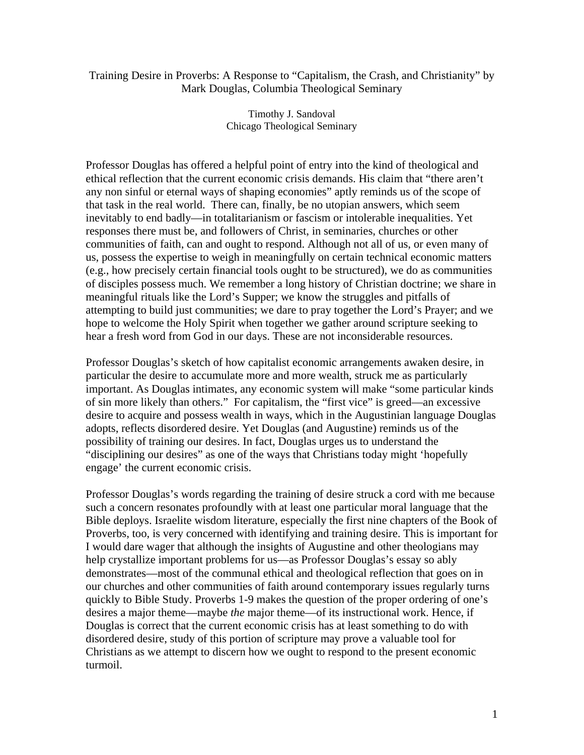Training Desire in Proverbs: A Response to "Capitalism, the Crash, and Christianity" by Mark Douglas, Columbia Theological Seminary

Timothy J. Sandoval
Chicago Theological Seminary

Professor Douglas has offered a helpful point of entry into the kind of theological and ethical reflection that the current economic crisis demands. His claim that "there aren't any non sinful or eternal ways of shaping economies" aptly reminds us of the scope of that task in the real world. There can, finally, be no utopian answers, which seem inevitably to end badly—in totalitarianism or fascism or intolerable inequalities. Yet responses there must be, and followers of Christ, in seminaries, churches or other communities of faith, can and ought to respond. Although not all of us, or even many of us, possess the expertise to weigh in meaningfully on certain technical economic matters (e.g., how precisely certain financial tools ought to be structured), we do as communities of disciples possess much. We remember a long history of Christian doctrine; we share in meaningful rituals like the Lord's Supper; we know the struggles and pitfalls of attempting to build just communities; we dare to pray together the Lord's Prayer; and we hope to welcome the Holy Spirit when together we gather around scripture seeking to hear a fresh word from God in our days. These are not inconsiderable resources.

Professor Douglas's sketch of how capitalist economic arrangements awaken desire, in particular the desire to accumulate more and more wealth, struck me as particularly important. As Douglas intimates, any economic system will make "some particular kinds of sin more likely than others." For capitalism, the "first vice" is greed—an excessive desire to acquire and possess wealth in ways, which in the Augustinian language Douglas adopts, reflects disordered desire. Yet Douglas (and Augustine) reminds us of the possibility of training our desires. In fact, Douglas urges us to understand the "disciplining our desires" as one of the ways that Christians today might 'hopefully engage' the current economic crisis.

Professor Douglas's words regarding the training of desire struck a cord with me because such a concern resonates profoundly with at least one particular moral language that the Bible deploys. Israelite wisdom literature, especially the first nine chapters of the Book of Proverbs, too, is very concerned with identifying and training desire. This is important for I would dare wager that although the insights of Augustine and other theologians may help crystallize important problems for us—as Professor Douglas's essay so ably demonstrates—most of the communal ethical and theological reflection that goes on in our churches and other communities of faith around contemporary issues regularly turns quickly to Bible Study. Proverbs 1-9 makes the question of the proper ordering of one's desires a major theme—maybe *the* major theme—of its instructional work. Hence, if Douglas is correct that the current economic crisis has at least something to do with disordered desire, study of this portion of scripture may prove a valuable tool for Christians as we attempt to discern how we ought to respond to the present economic turmoil.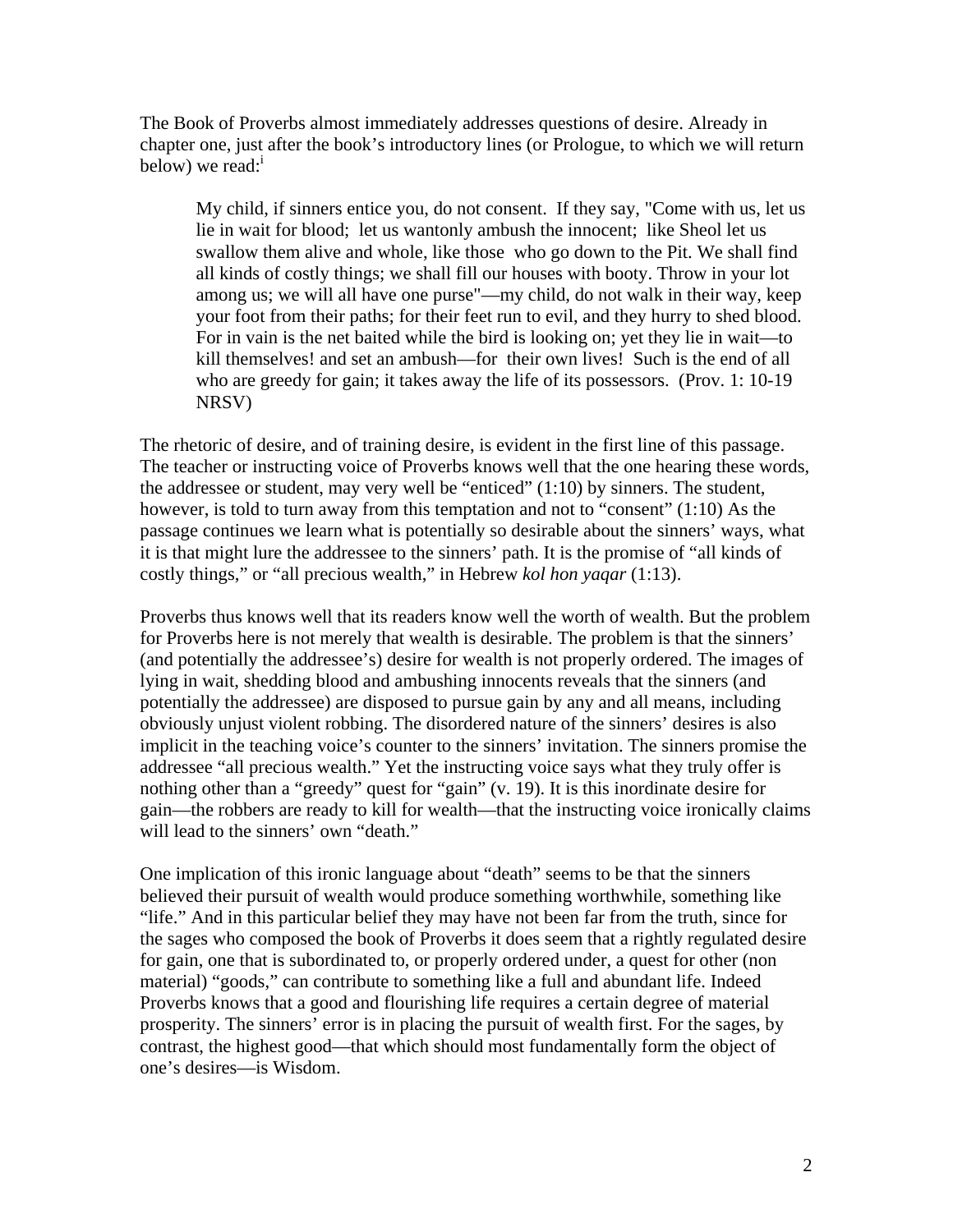The Book of Proverbs almost immediately addresses questions of desire. Already in chapter one, just after the book's introductory lines (or Prologue, to which we will return below) we read:[i]

> My child, if sinners entice you, do not consent. If they say, "Come with us, let us lie in wait for blood; let us wantonly ambush the innocent; like Sheol let us swallow them alive and whole, like those who go down to the Pit. We shall find all kinds of costly things; we shall fill our houses with booty. Throw in your lot among us; we will all have one purse"—my child, do not walk in their way, keep your foot from their paths; for their feet run to evil, and they hurry to shed blood. For in vain is the net baited while the bird is looking on; yet they lie in wait—to kill themselves! and set an ambush—for their own lives! Such is the end of all who are greedy for gain; it takes away the life of its possessors. (Prov. 1: 10-19 NRSV)

The rhetoric of desire, and of training desire, is evident in the first line of this passage. The teacher or instructing voice of Proverbs knows well that the one hearing these words, the addressee or student, may very well be "enticed" (1:10) by sinners. The student, however, is told to turn away from this temptation and not to "consent" (1:10) As the passage continues we learn what is potentially so desirable about the sinners' ways, what it is that might lure the addressee to the sinners' path. It is the promise of "all kinds of costly things," or "all precious wealth," in Hebrew *kol hon yaqar* (1:13).

Proverbs thus knows well that its readers know well the worth of wealth. But the problem for Proverbs here is not merely that wealth is desirable. The problem is that the sinners' (and potentially the addressee's) desire for wealth is not properly ordered. The images of lying in wait, shedding blood and ambushing innocents reveals that the sinners (and potentially the addressee) are disposed to pursue gain by any and all means, including obviously unjust violent robbing. The disordered nature of the sinners' desires is also implicit in the teaching voice's counter to the sinners' invitation. The sinners promise the addressee "all precious wealth." Yet the instructing voice says what they truly offer is nothing other than a "greedy" quest for "gain" (v. 19). It is this inordinate desire for gain—the robbers are ready to kill for wealth—that the instructing voice ironically claims will lead to the sinners' own "death."

One implication of this ironic language about "death" seems to be that the sinners believed their pursuit of wealth would produce something worthwhile, something like "life." And in this particular belief they may have not been far from the truth, since for the sages who composed the book of Proverbs it does seem that a rightly regulated desire for gain, one that is subordinated to, or properly ordered under, a quest for other (non material) "goods," can contribute to something like a full and abundant life. Indeed Proverbs knows that a good and flourishing life requires a certain degree of material prosperity. The sinners' error is in placing the pursuit of wealth first. For the sages, by contrast, the highest good—that which should most fundamentally form the object of one's desires—is Wisdom.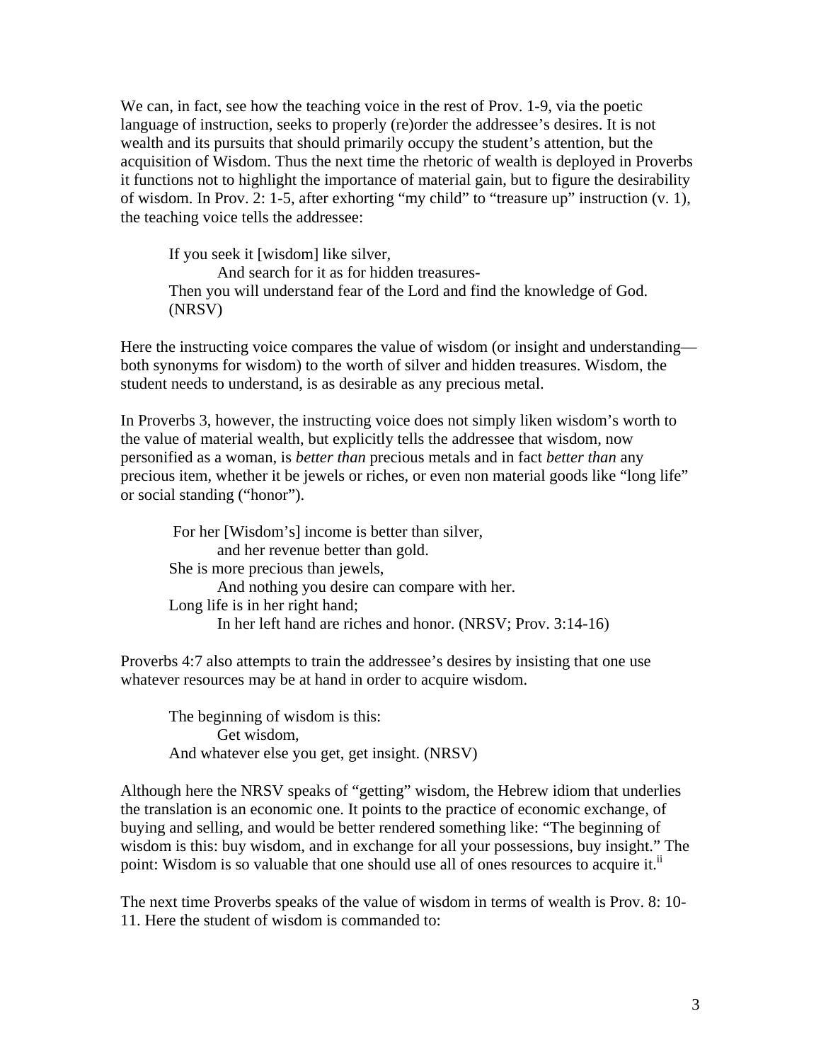We can, in fact, see how the teaching voice in the rest of Prov. 1-9, via the poetic language of instruction, seeks to properly (re)order the addressee's desires. It is not wealth and its pursuits that should primarily occupy the student's attention, but the acquisition of Wisdom. Thus the next time the rhetoric of wealth is deployed in Proverbs it functions not to highlight the importance of material gain, but to figure the desirability of wisdom. In Prov. 2: 1-5, after exhorting "my child" to "treasure up" instruction (v. 1), the teaching voice tells the addressee:

> If you seek it [wisdom] like silver,
> And search for it as for hidden treasures-
> Then you will understand fear of the Lord and find the knowledge of God. (NRSV)

Here the instructing voice compares the value of wisdom (or insight and understanding—both synonyms for wisdom) to the worth of silver and hidden treasures. Wisdom, the student needs to understand, is as desirable as any precious metal.

In Proverbs 3, however, the instructing voice does not simply liken wisdom's worth to the value of material wealth, but explicitly tells the addressee that wisdom, now personified as a woman, is *better than* precious metals and in fact *better than* any precious item, whether it be jewels or riches, or even non material goods like "long life" or social standing ("honor").

> For her [Wisdom's] income is better than silver,
> and her revenue better than gold.
> She is more precious than jewels,
> And nothing you desire can compare with her.
> Long life is in her right hand;
> In her left hand are riches and honor. (NRSV; Prov. 3:14-16)

Proverbs 4:7 also attempts to train the addressee's desires by insisting that one use whatever resources may be at hand in order to acquire wisdom.

> The beginning of wisdom is this:
> Get wisdom,
> And whatever else you get, get insight. (NRSV)

Although here the NRSV speaks of "getting" wisdom, the Hebrew idiom that underlies the translation is an economic one. It points to the practice of economic exchange, of buying and selling, and would be better rendered something like: "The beginning of wisdom is this: buy wisdom, and in exchange for all your possessions, buy insight." The point: Wisdom is so valuable that one should use all of ones resources to acquire it.[ii]

The next time Proverbs speaks of the value of wisdom in terms of wealth is Prov. 8: 10-11. Here the student of wisdom is commanded to: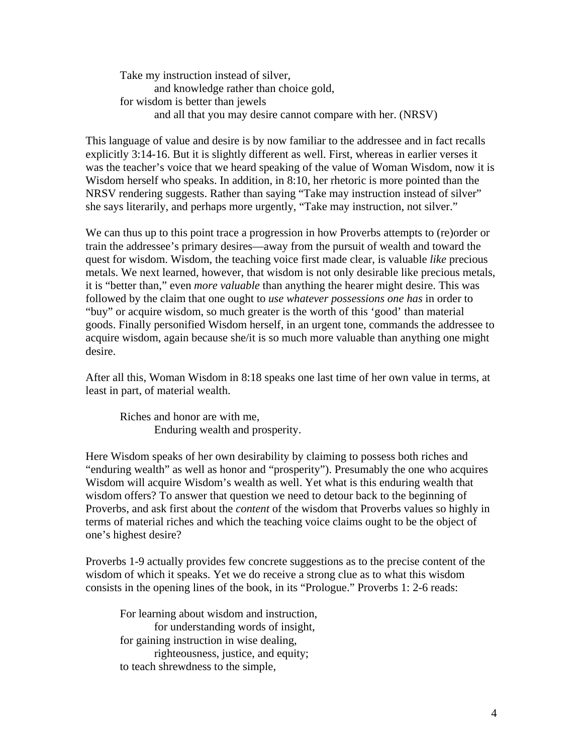> Take my instruction instead of silver,
> and knowledge rather than choice gold,
> for wisdom is better than jewels
> and all that you may desire cannot compare with her. (NRSV)

This language of value and desire is by now familiar to the addressee and in fact recalls explicitly 3:14-16. But it is slightly different as well. First, whereas in earlier verses it was the teacher's voice that we heard speaking of the value of Woman Wisdom, now it is Wisdom herself who speaks. In addition, in 8:10, her rhetoric is more pointed than the NRSV rendering suggests. Rather than saying "Take may instruction instead of silver" she says literarily, and perhaps more urgently, "Take may instruction, not silver."

We can thus up to this point trace a progression in how Proverbs attempts to (re)order or train the addressee's primary desires—away from the pursuit of wealth and toward the quest for wisdom. Wisdom, the teaching voice first made clear, is valuable *like* precious metals. We next learned, however, that wisdom is not only desirable like precious metals, it is "better than," even *more valuable* than anything the hearer might desire. This was followed by the claim that one ought to *use whatever possessions one has* in order to "buy" or acquire wisdom, so much greater is the worth of this 'good' than material goods. Finally personified Wisdom herself, in an urgent tone, commands the addressee to acquire wisdom, again because she/it is so much more valuable than anything one might desire.

After all this, Woman Wisdom in 8:18 speaks one last time of her own value in terms, at least in part, of material wealth.

> Riches and honor are with me,
> Enduring wealth and prosperity.

Here Wisdom speaks of her own desirability by claiming to possess both riches and "enduring wealth" as well as honor and "prosperity"). Presumably the one who acquires Wisdom will acquire Wisdom's wealth as well. Yet what is this enduring wealth that wisdom offers? To answer that question we need to detour back to the beginning of Proverbs, and ask first about the *content* of the wisdom that Proverbs values so highly in terms of material riches and which the teaching voice claims ought to be the object of one's highest desire?

Proverbs 1-9 actually provides few concrete suggestions as to the precise content of the wisdom of which it speaks. Yet we do receive a strong clue as to what this wisdom consists in the opening lines of the book, in its "Prologue." Proverbs 1: 2-6 reads:

> For learning about wisdom and instruction,
> for understanding words of insight,
> for gaining instruction in wise dealing,
> righteousness, justice, and equity;
> to teach shrewdness to the simple,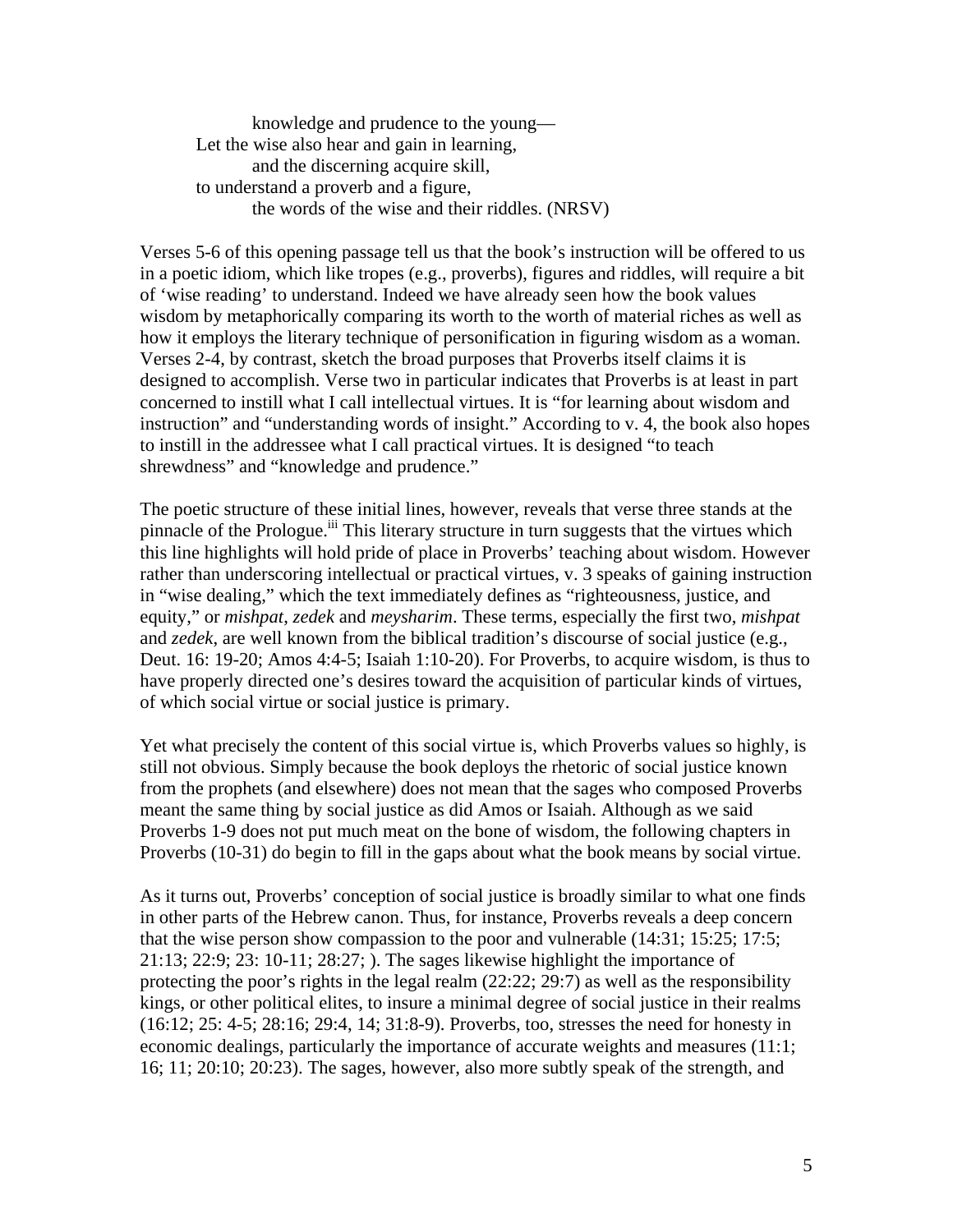knowledge and prudence to the young—  
Let the wise also hear and gain in learning,  
and the discerning acquire skill,  
to understand a proverb and a figure,  
the words of the wise and their riddles. (NRSV)

Verses 5-6 of this opening passage tell us that the book's instruction will be offered to us in a poetic idiom, which like tropes (e.g., proverbs), figures and riddles, will require a bit of 'wise reading' to understand. Indeed we have already seen how the book values wisdom by metaphorically comparing its worth to the worth of material riches as well as how it employs the literary technique of personification in figuring wisdom as a woman. Verses 2-4, by contrast, sketch the broad purposes that Proverbs itself claims it is designed to accomplish. Verse two in particular indicates that Proverbs is at least in part concerned to instill what I call intellectual virtues. It is "for learning about wisdom and instruction" and "understanding words of insight." According to v. 4, the book also hopes to instill in the addressee what I call practical virtues. It is designed "to teach shrewdness" and "knowledge and prudence."

The poetic structure of these initial lines, however, reveals that verse three stands at the pinnacle of the Prologue.[iii] This literary structure in turn suggests that the virtues which this line highlights will hold pride of place in Proverbs' teaching about wisdom. However rather than underscoring intellectual or practical virtues, v. 3 speaks of gaining instruction in "wise dealing," which the text immediately defines as "righteousness, justice, and equity," or *mishpat*, *zedek* and *meysharim*. These terms, especially the first two, *mishpat* and *zedek*, are well known from the biblical tradition's discourse of social justice (e.g., Deut. 16: 19-20; Amos 4:4-5; Isaiah 1:10-20). For Proverbs, to acquire wisdom, is thus to have properly directed one's desires toward the acquisition of particular kinds of virtues, of which social virtue or social justice is primary.

Yet what precisely the content of this social virtue is, which Proverbs values so highly, is still not obvious. Simply because the book deploys the rhetoric of social justice known from the prophets (and elsewhere) does not mean that the sages who composed Proverbs meant the same thing by social justice as did Amos or Isaiah. Although as we said Proverbs 1-9 does not put much meat on the bone of wisdom, the following chapters in Proverbs (10-31) do begin to fill in the gaps about what the book means by social virtue.

As it turns out, Proverbs' conception of social justice is broadly similar to what one finds in other parts of the Hebrew canon. Thus, for instance, Proverbs reveals a deep concern that the wise person show compassion to the poor and vulnerable (14:31; 15:25; 17:5; 21:13; 22:9; 23: 10-11; 28:27; ). The sages likewise highlight the importance of protecting the poor's rights in the legal realm (22:22; 29:7) as well as the responsibility kings, or other political elites, to insure a minimal degree of social justice in their realms (16:12; 25: 4-5; 28:16; 29:4, 14; 31:8-9). Proverbs, too, stresses the need for honesty in economic dealings, particularly the importance of accurate weights and measures (11:1; 16; 11; 20:10; 20:23). The sages, however, also more subtly speak of the strength, and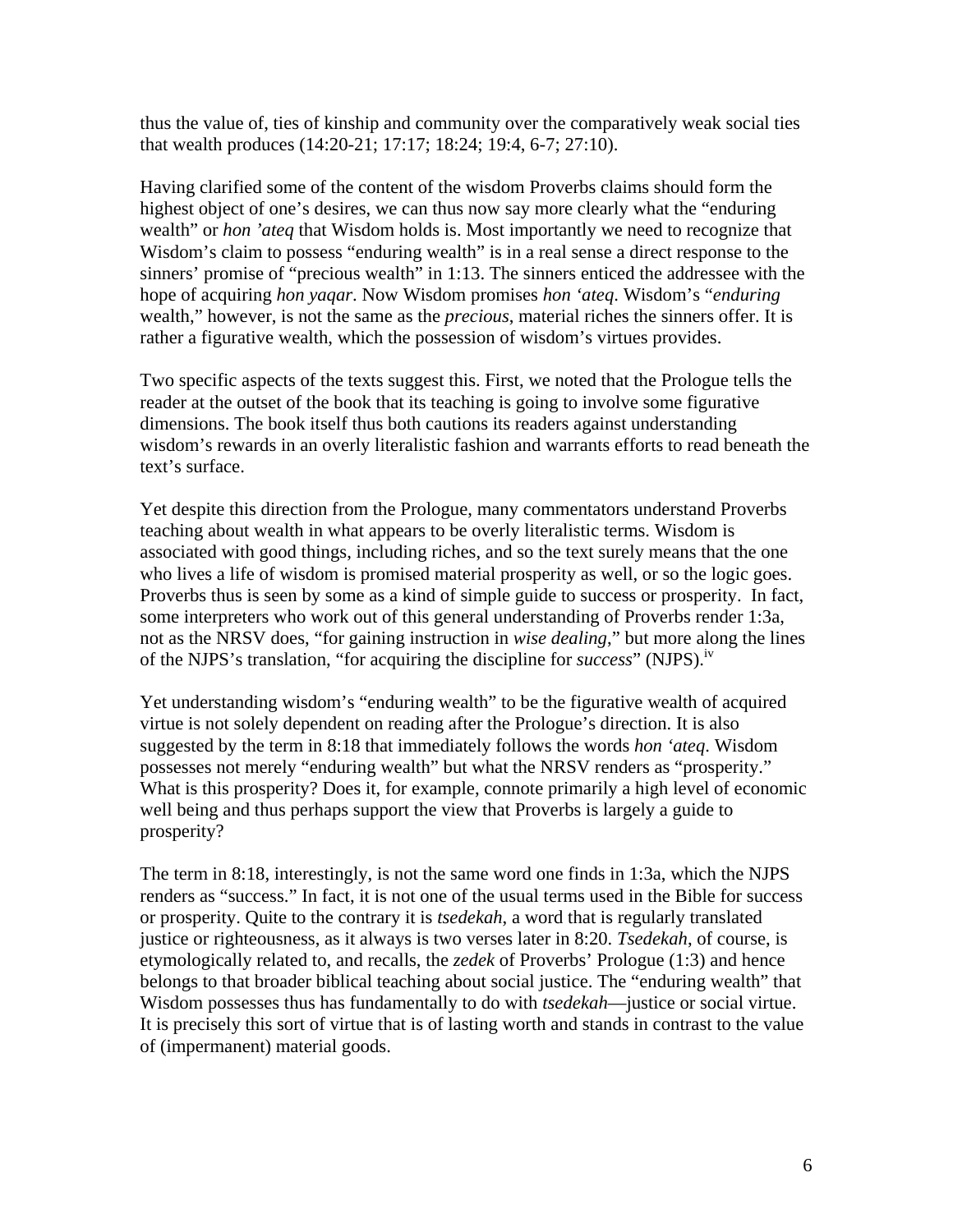thus the value of, ties of kinship and community over the comparatively weak social ties that wealth produces (14:20-21; 17:17; 18:24; 19:4, 6-7; 27:10).

Having clarified some of the content of the wisdom Proverbs claims should form the highest object of one's desires, we can thus now say more clearly what the "enduring wealth" or *hon 'ateq* that Wisdom holds is. Most importantly we need to recognize that Wisdom's claim to possess "enduring wealth" is in a real sense a direct response to the sinners' promise of "precious wealth" in 1:13. The sinners enticed the addressee with the hope of acquiring *hon yaqar*. Now Wisdom promises *hon 'ateq*. Wisdom's "*enduring* wealth," however, is not the same as the *precious*, material riches the sinners offer. It is rather a figurative wealth, which the possession of wisdom's virtues provides.

Two specific aspects of the texts suggest this. First, we noted that the Prologue tells the reader at the outset of the book that its teaching is going to involve some figurative dimensions. The book itself thus both cautions its readers against understanding wisdom's rewards in an overly literalistic fashion and warrants efforts to read beneath the text's surface.

Yet despite this direction from the Prologue, many commentators understand Proverbs teaching about wealth in what appears to be overly literalistic terms. Wisdom is associated with good things, including riches, and so the text surely means that the one who lives a life of wisdom is promised material prosperity as well, or so the logic goes. Proverbs thus is seen by some as a kind of simple guide to success or prosperity. In fact, some interpreters who work out of this general understanding of Proverbs render 1:3a, not as the NRSV does, "for gaining instruction in *wise dealing*," but more along the lines of the NJPS's translation, "for acquiring the discipline for *success*" (NJPS).[iv]

Yet understanding wisdom's "enduring wealth" to be the figurative wealth of acquired virtue is not solely dependent on reading after the Prologue's direction. It is also suggested by the term in 8:18 that immediately follows the words *hon 'ateq*. Wisdom possesses not merely "enduring wealth" but what the NRSV renders as "prosperity." What is this prosperity? Does it, for example, connote primarily a high level of economic well being and thus perhaps support the view that Proverbs is largely a guide to prosperity?

The term in 8:18, interestingly, is not the same word one finds in 1:3a, which the NJPS renders as "success." In fact, it is not one of the usual terms used in the Bible for success or prosperity. Quite to the contrary it is *tsedekah*, a word that is regularly translated justice or righteousness, as it always is two verses later in 8:20. *Tsedekah*, of course, is etymologically related to, and recalls, the *zedek* of Proverbs' Prologue (1:3) and hence belongs to that broader biblical teaching about social justice. The "enduring wealth" that Wisdom possesses thus has fundamentally to do with *tsedekah*—justice or social virtue. It is precisely this sort of virtue that is of lasting worth and stands in contrast to the value of (impermanent) material goods.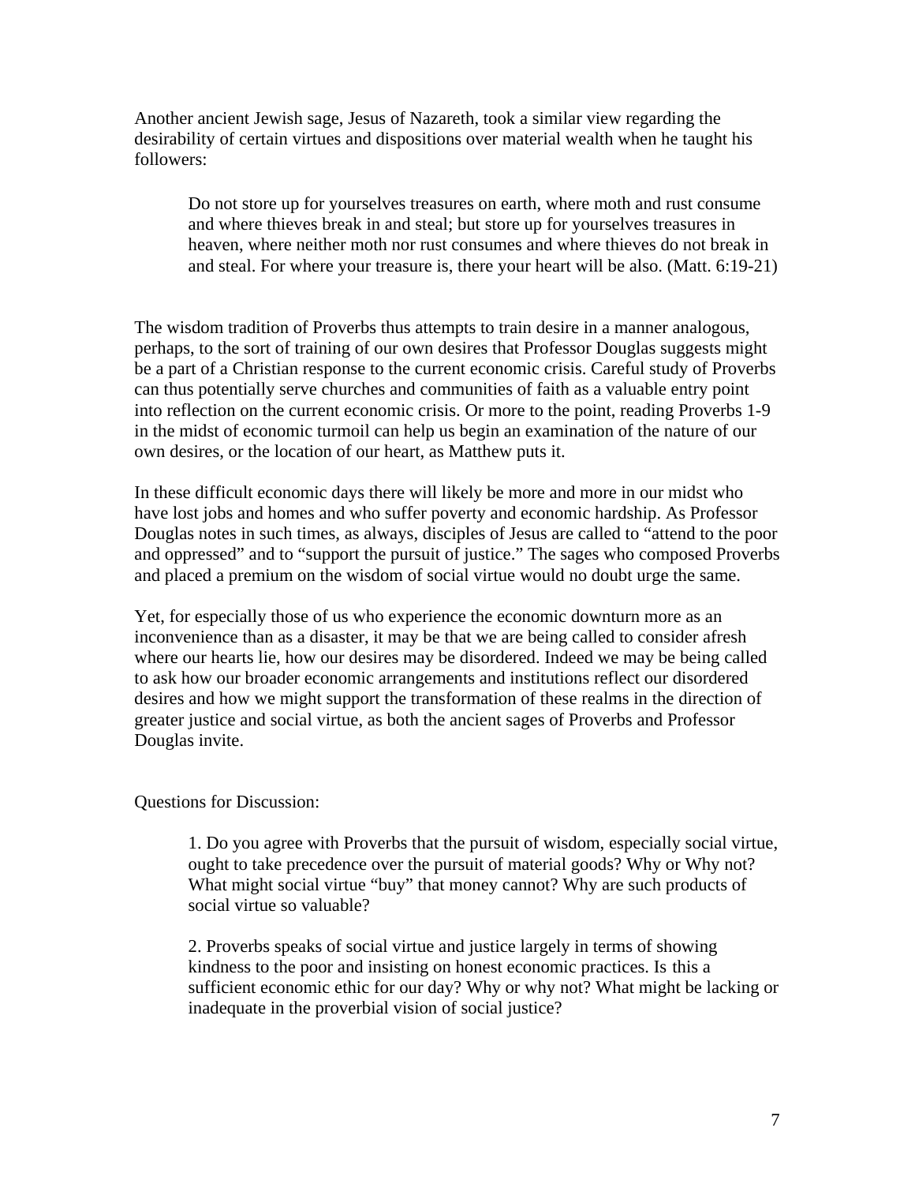Another ancient Jewish sage, Jesus of Nazareth, took a similar view regarding the desirability of certain virtues and dispositions over material wealth when he taught his followers:

> Do not store up for yourselves treasures on earth, where moth and rust consume and where thieves break in and steal; but store up for yourselves treasures in heaven, where neither moth nor rust consumes and where thieves do not break in and steal. For where your treasure is, there your heart will be also. (Matt. 6:19-21)

The wisdom tradition of Proverbs thus attempts to train desire in a manner analogous, perhaps, to the sort of training of our own desires that Professor Douglas suggests might be a part of a Christian response to the current economic crisis. Careful study of Proverbs can thus potentially serve churches and communities of faith as a valuable entry point into reflection on the current economic crisis. Or more to the point, reading Proverbs 1-9 in the midst of economic turmoil can help us begin an examination of the nature of our own desires, or the location of our heart, as Matthew puts it.

In these difficult economic days there will likely be more and more in our midst who have lost jobs and homes and who suffer poverty and economic hardship. As Professor Douglas notes in such times, as always, disciples of Jesus are called to "attend to the poor and oppressed" and to "support the pursuit of justice." The sages who composed Proverbs and placed a premium on the wisdom of social virtue would no doubt urge the same.

Yet, for especially those of us who experience the economic downturn more as an inconvenience than as a disaster, it may be that we are being called to consider afresh where our hearts lie, how our desires may be disordered. Indeed we may be being called to ask how our broader economic arrangements and institutions reflect our disordered desires and how we might support the transformation of these realms in the direction of greater justice and social virtue, as both the ancient sages of Proverbs and Professor Douglas invite.

Questions for Discussion:

1. Do you agree with Proverbs that the pursuit of wisdom, especially social virtue, ought to take precedence over the pursuit of material goods? Why or Why not? What might social virtue "buy" that money cannot? Why are such products of social virtue so valuable?

2. Proverbs speaks of social virtue and justice largely in terms of showing kindness to the poor and insisting on honest economic practices. Is this a sufficient economic ethic for our day? Why or why not? What might be lacking or inadequate in the proverbial vision of social justice?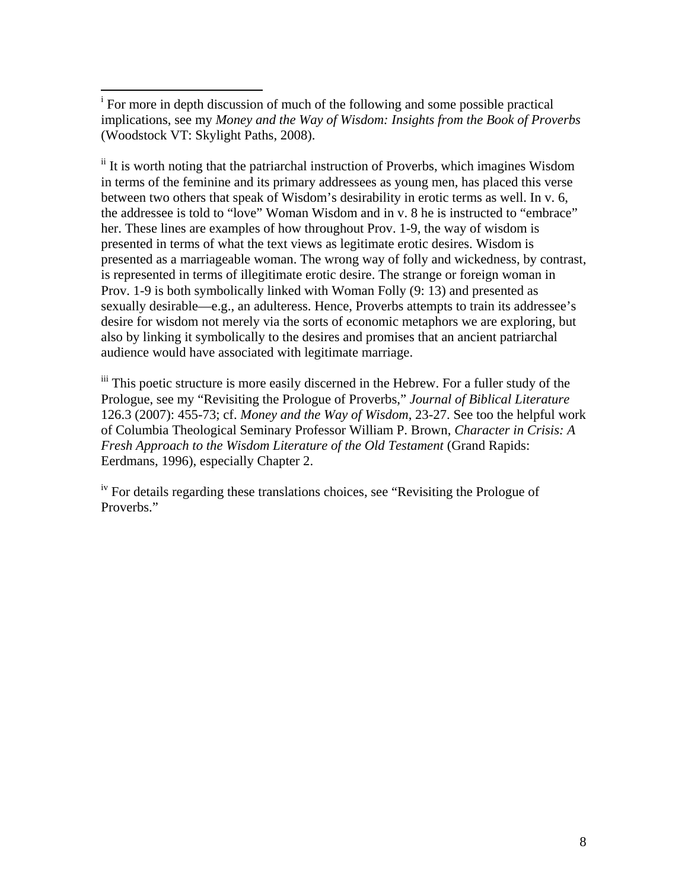[i] For more in depth discussion of much of the following and some possible practical implications, see my *Money and the Way of Wisdom: Insights from the Book of Proverbs* (Woodstock VT: Skylight Paths, 2008).

[ii] It is worth noting that the patriarchal instruction of Proverbs, which imagines Wisdom in terms of the feminine and its primary addressees as young men, has placed this verse between two others that speak of Wisdom's desirability in erotic terms as well. In v. 6, the addressee is told to "love" Woman Wisdom and in v. 8 he is instructed to "embrace" her. These lines are examples of how throughout Prov. 1-9, the way of wisdom is presented in terms of what the text views as legitimate erotic desires. Wisdom is presented as a marriageable woman. The wrong way of folly and wickedness, by contrast, is represented in terms of illegitimate erotic desire. The strange or foreign woman in Prov. 1-9 is both symbolically linked with Woman Folly (9: 13) and presented as sexually desirable—e.g., an adulteress. Hence, Proverbs attempts to train its addressee's desire for wisdom not merely via the sorts of economic metaphors we are exploring, but also by linking it symbolically to the desires and promises that an ancient patriarchal audience would have associated with legitimate marriage.

[iii] This poetic structure is more easily discerned in the Hebrew. For a fuller study of the Prologue, see my "Revisiting the Prologue of Proverbs," *Journal of Biblical Literature* 126.3 (2007): 455-73; cf. *Money and the Way of Wisdom*, 23-27. See too the helpful work of Columbia Theological Seminary Professor William P. Brown, *Character in Crisis: A Fresh Approach to the Wisdom Literature of the Old Testament* (Grand Rapids: Eerdmans, 1996), especially Chapter 2.

[iv] For details regarding these translations choices, see "Revisiting the Prologue of Proverbs."